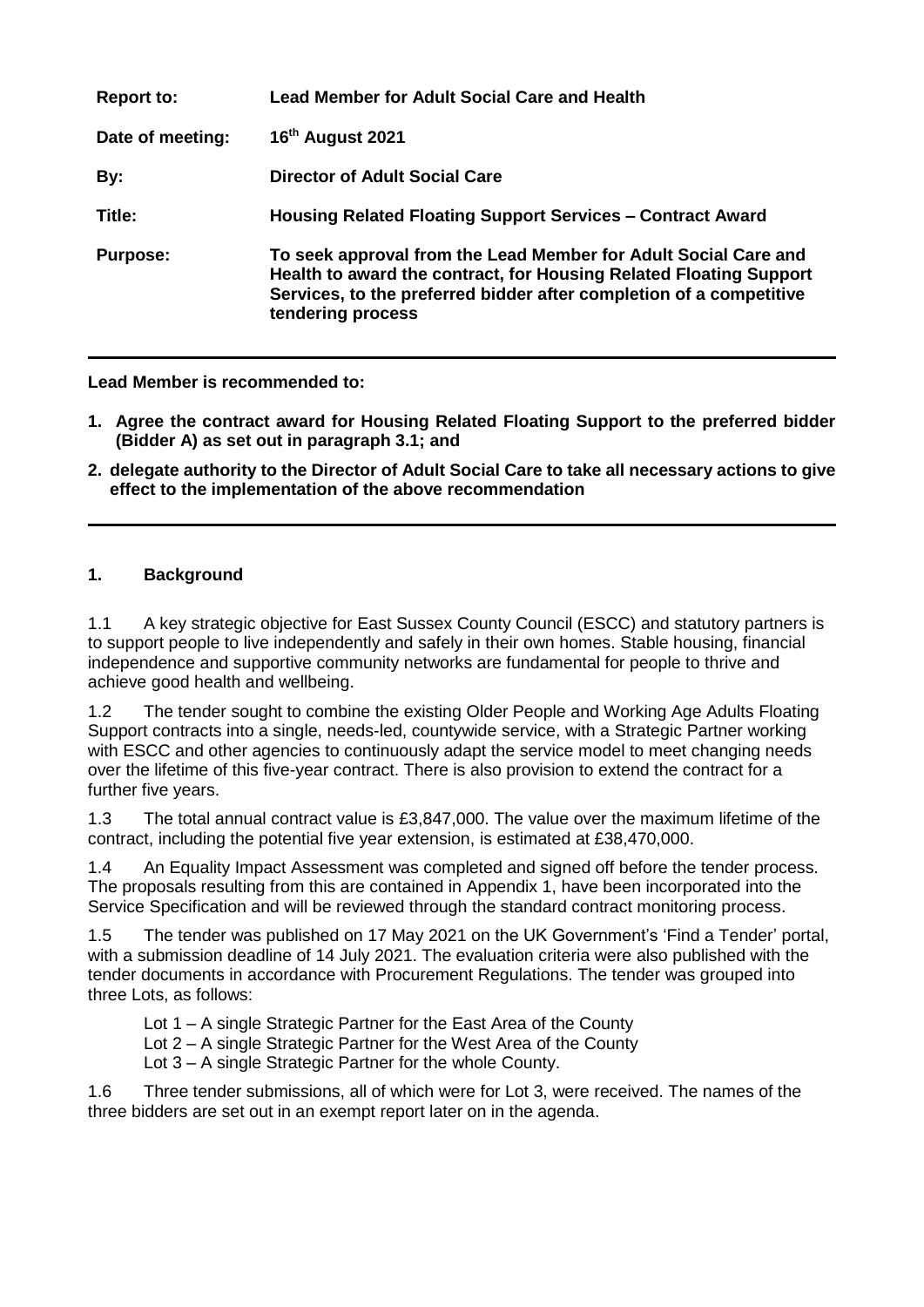| | |
|---|---|
| **Report to:** | **Lead Member for Adult Social Care and Health** |
| **Date of meeting:** | **16th August 2021** |
| **By:** | **Director of Adult Social Care** |
| **Title:** | **Housing Related Floating Support Services – Contract Award** |
| **Purpose:** | **To seek approval from the Lead Member for Adult Social Care and Health to award the contract, for Housing Related Floating Support Services, to the preferred bidder after completion of a competitive tendering process** |

---

**Lead Member is recommended to:**

1. **Agree the contract award for Housing Related Floating Support to the preferred bidder (Bidder A) as set out in paragraph 3.1; and**
2. **delegate authority to the Director of Adult Social Care to take all necessary actions to give effect to the implementation of the above recommendation**

---

## 1. Background

1.1 A key strategic objective for East Sussex County Council (ESCC) and statutory partners is to support people to live independently and safely in their own homes. Stable housing, financial independence and supportive community networks are fundamental for people to thrive and achieve good health and wellbeing.

1.2 The tender sought to combine the existing Older People and Working Age Adults Floating Support contracts into a single, needs-led, countywide service, with a Strategic Partner working with ESCC and other agencies to continuously adapt the service model to meet changing needs over the lifetime of this five-year contract. There is also provision to extend the contract for a further five years.

1.3 The total annual contract value is £3,847,000. The value over the maximum lifetime of the contract, including the potential five year extension, is estimated at £38,470,000.

1.4 An Equality Impact Assessment was completed and signed off before the tender process. The proposals resulting from this are contained in Appendix 1, have been incorporated into the Service Specification and will be reviewed through the standard contract monitoring process.

1.5 The tender was published on 17 May 2021 on the UK Government's 'Find a Tender' portal, with a submission deadline of 14 July 2021. The evaluation criteria were also published with the tender documents in accordance with Procurement Regulations. The tender was grouped into three Lots, as follows:

Lot 1 – A single Strategic Partner for the East Area of the County
Lot 2 – A single Strategic Partner for the West Area of the County
Lot 3 – A single Strategic Partner for the whole County.

1.6 Three tender submissions, all of which were for Lot 3, were received. The names of the three bidders are set out in an exempt report later on in the agenda.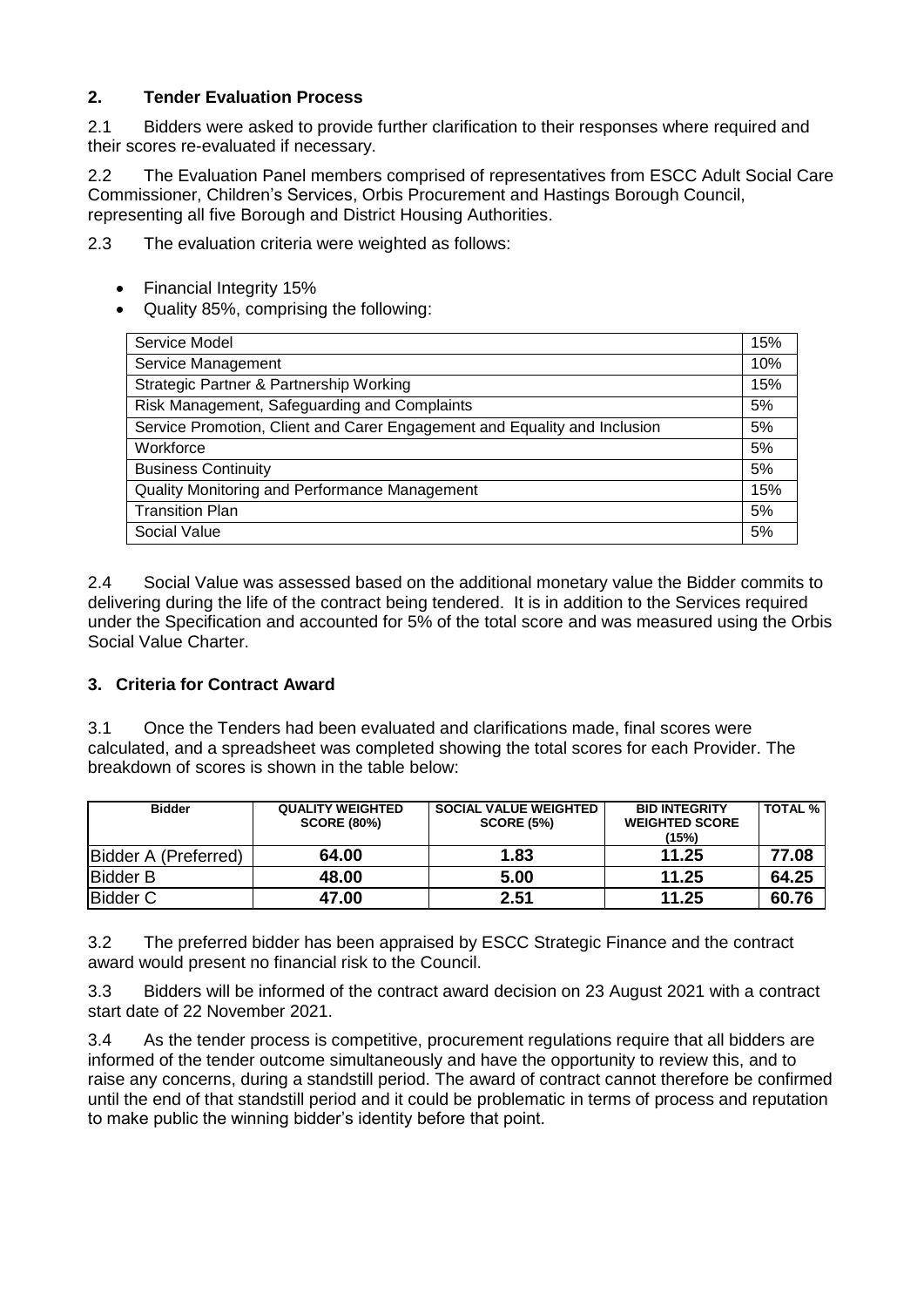## 2. Tender Evaluation Process

2.1 Bidders were asked to provide further clarification to their responses where required and their scores re-evaluated if necessary.

2.2 The Evaluation Panel members comprised of representatives from ESCC Adult Social Care Commissioner, Children's Services, Orbis Procurement and Hastings Borough Council, representing all five Borough and District Housing Authorities.

2.3 The evaluation criteria were weighted as follows:

- Financial Integrity 15%
- Quality 85%, comprising the following:

| | |
|---|---|
| Service Model | 15% |
| Service Management | 10% |
| Strategic Partner & Partnership Working | 15% |
| Risk Management, Safeguarding and Complaints | 5% |
| Service Promotion, Client and Carer Engagement and Equality and Inclusion | 5% |
| Workforce | 5% |
| Business Continuity | 5% |
| Quality Monitoring and Performance Management | 15% |
| Transition Plan | 5% |
| Social Value | 5% |

2.4 Social Value was assessed based on the additional monetary value the Bidder commits to delivering during the life of the contract being tendered. It is in addition to the Services required under the Specification and accounted for 5% of the total score and was measured using the Orbis Social Value Charter.

## 3. Criteria for Contract Award

3.1 Once the Tenders had been evaluated and clarifications made, final scores were calculated, and a spreadsheet was completed showing the total scores for each Provider. The breakdown of scores is shown in the table below:

| Bidder | QUALITY WEIGHTED SCORE (80%) | SOCIAL VALUE WEIGHTED SCORE (5%) | BID INTEGRITY WEIGHTED SCORE (15%) | TOTAL % |
|---|---|---|---|---|
| Bidder A (Preferred) | **64.00** | **1.83** | **11.25** | **77.08** |
| Bidder B | **48.00** | **5.00** | **11.25** | **64.25** |
| Bidder C | **47.00** | **2.51** | **11.25** | **60.76** |

3.2 The preferred bidder has been appraised by ESCC Strategic Finance and the contract award would present no financial risk to the Council.

3.3 Bidders will be informed of the contract award decision on 23 August 2021 with a contract start date of 22 November 2021.

3.4 As the tender process is competitive, procurement regulations require that all bidders are informed of the tender outcome simultaneously and have the opportunity to review this, and to raise any concerns, during a standstill period. The award of contract cannot therefore be confirmed until the end of that standstill period and it could be problematic in terms of process and reputation to make public the winning bidder's identity before that point.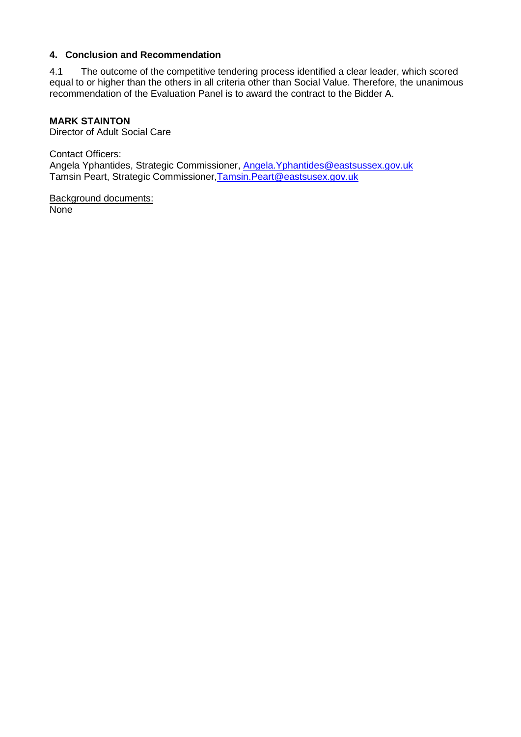## 4. Conclusion and Recommendation

4.1 The outcome of the competitive tendering process identified a clear leader, which scored equal to or higher than the others in all criteria other than Social Value. Therefore, the unanimous recommendation of the Evaluation Panel is to award the contract to the Bidder A.

**MARK STAINTON**
Director of Adult Social Care

Contact Officers:
Angela Yphantides, Strategic Commissioner, Angela.Yphantides@eastsussex.gov.uk
Tamsin Peart, Strategic Commissioner,Tamsin.Peart@eastsusex.gov.uk

Background documents:
None